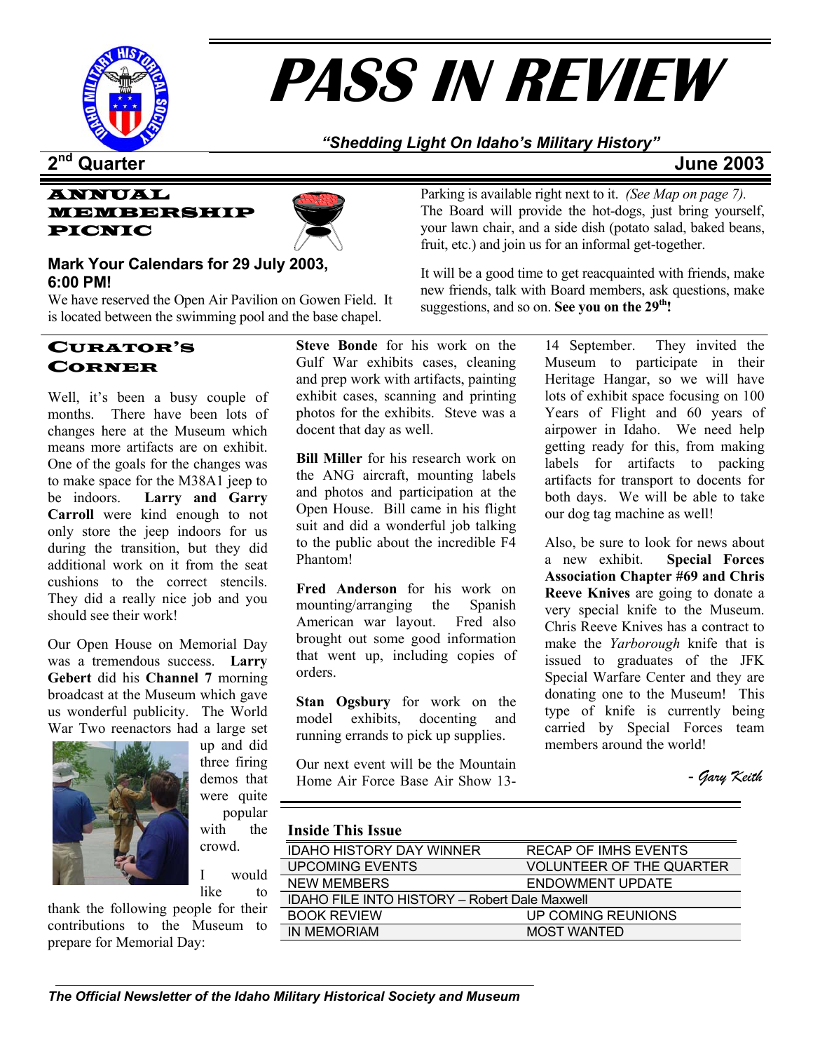# PASS IN REVIEW

*"Shedding Light On Idaho's Military History"*

**2nd Quarter** **June 2003**

## ANNUAL MEMBERSHIP PICNIC

### Mark Your Calendars for 29 July 2003, 6:00 PM!

We have reserved the Open Air Pavilion on Gowen Field. It is located between the swimming pool and the base chapel. Parking is available right next to it. *(See Map on page 7).* The Board will provide the hot-dogs, just bring yourself, your lawn chair, and a side dish (potato salad, baked beans, fruit, etc.) and join us for an informal get-together.

It will be a good time to get reacquainted with friends, make new friends, talk with Board members, ask questions, make suggestions, and so on. **See you on the 29th!**

## CURATOR'S CORNER

Well, it's been a busy couple of months. There have been lots of changes here at the Museum which means more artifacts are on exhibit. One of the goals for the changes was to make space for the M38A1 jeep to be indoors. **Larry and Garry Carroll** were kind enough to not only store the jeep indoors for us during the transition, but they did additional work on it from the seat cushions to the correct stencils. They did a really nice job and you should see their work!

Our Open House on Memorial Day was a tremendous success. **Larry Gebert** did his **Channel 7** morning broadcast at the Museum which gave us wonderful publicity. The World War Two reenactors had a large set up and did three firing demos that were quite popular with the crowd.

I would like to thank the following people for their contributions to the Museum to prepare for Memorial Day:

**Steve Bonde** for his work on the Gulf War exhibits cases, cleaning and prep work with artifacts, painting exhibit cases, scanning and printing photos for the exhibits. Steve was a docent that day as well.

**Bill Miller** for his research work on the ANG aircraft, mounting labels and photos and participation at the Open House. Bill came in his flight suit and did a wonderful job talking to the public about the incredible F4 Phantom!

**Fred Anderson** for his work on mounting/arranging the Spanish American war layout. Fred also brought out some good information that went up, including copies of orders.

**Stan Ogsbury** for work on the model exhibits, docenting and running errands to pick up supplies.

Our next event will be the Mountain Home Air Force Base Air Show 13-14 September. They invited the Museum to participate in their Heritage Hangar, so we will have lots of exhibit space focusing on 100 Years of Flight and 60 years of airpower in Idaho. We need help getting ready for this, from making labels for artifacts to packing artifacts for transport to docents for both days. We will be able to take our dog tag machine as well!

Also, be sure to look for news about a new exhibit. **Special Forces Association Chapter #69 and Chris Reeve Knives** are going to donate a very special knife to the Museum. Chris Reeve Knives has a contract to make the *Yarborough* knife that is issued to graduates of the JFK Special Warfare Center and they are donating one to the Museum! This type of knife is currently being carried by Special Forces team members around the world!

*- Gary Keith*

### Inside This Issue

| | |
|---|---|
| IDAHO HISTORY DAY WINNER | RECAP OF IMHS EVENTS |
| UPCOMING EVENTS | VOLUNTEER OF THE QUARTER |
| NEW MEMBERS | ENDOWMENT UPDATE |
| IDAHO FILE INTO HISTORY – Robert Dale Maxwell | |
| BOOK REVIEW | UP COMING REUNIONS |
| IN MEMORIAM | MOST WANTED |

*The Official Newsletter of the Idaho Military Historical Society and Museum*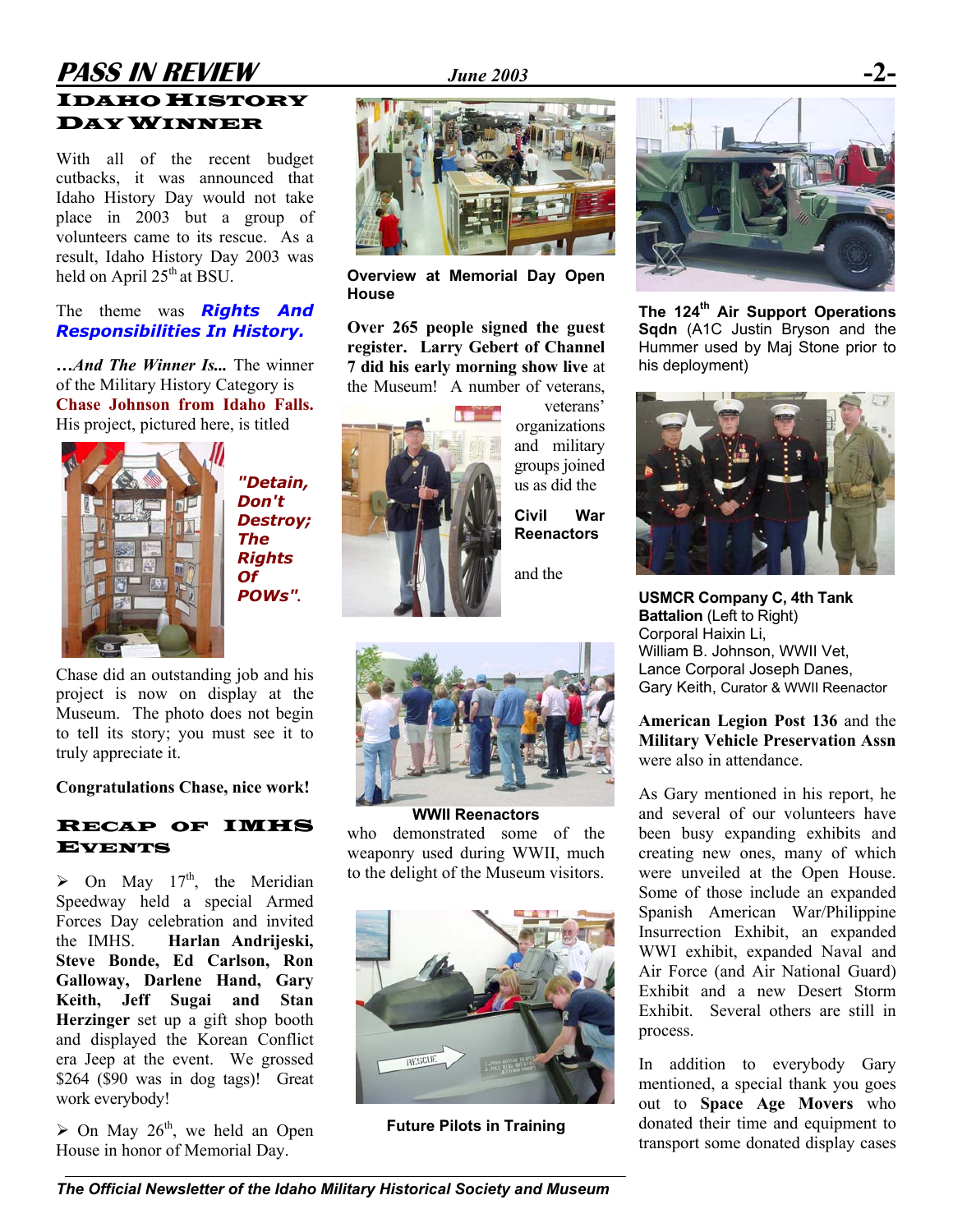## Idaho History Day Winner

With all of the recent budget cutbacks, it was announced that Idaho History Day would not take place in 2003 but a group of volunteers came to its rescue. As a result, Idaho History Day 2003 was held on April 25th at BSU.

The theme was ***Rights And Responsibilities In History.***

***…And The Winner Is...*** The winner of the Military History Category is **Chase Johnson from Idaho Falls.** His project, pictured here, is titled ***"Detain, Don't Destroy; The Rights Of POWs".***

Chase did an outstanding job and his project is now on display at the Museum. The photo does not begin to tell its story; you must see it to truly appreciate it.

**Congratulations Chase, nice work!**

## Recap of IMHS Events

- On May 17th, the Meridian Speedway held a special Armed Forces Day celebration and invited the IMHS. **Harlan Andrijeski, Steve Bonde, Ed Carlson, Ron Galloway, Darlene Hand, Gary Keith, Jeff Sugai and Stan Herzinger** set up a gift shop booth and displayed the Korean Conflict era Jeep at the event. We grossed $264 ($90 was in dog tags)! Great work everybody!
- On May 26th, we held an Open House in honor of Memorial Day.

**Overview at Memorial Day Open House**

**Over 265 people signed the guest register. Larry Gebert of Channel 7 did his early morning show live** at the Museum! A number of veterans, veterans' organizations and military groups joined us as did the **Civil War Reenactors** and the **WWII Reenactors** who demonstrated some of the weaponry used during WWII, much to the delight of the Museum visitors.

**WWII Reenactors**

**Future Pilots in Training**

**The 124th Air Support Operations Sqdn** (A1C Justin Bryson and the Hummer used by Maj Stone prior to his deployment)

**USMCR Company C, 4th Tank Battalion** (Left to Right)
Corporal Haixin Li,
William B. Johnson, WWII Vet,
Lance Corporal Joseph Danes,
Gary Keith, Curator & WWII Reenactor

**American Legion Post 136** and the **Military Vehicle Preservation Assn** were also in attendance.

As Gary mentioned in his report, he and several of our volunteers have been busy expanding exhibits and creating new ones, many of which were unveiled at the Open House. Some of those include an expanded Spanish American War/Philippine Insurrection Exhibit, an expanded WWI exhibit, expanded Naval and Air Force (and Air National Guard) Exhibit and a new Desert Storm Exhibit. Several others are still in process.

In addition to everybody Gary mentioned, a special thank you goes out to **Space Age Movers** who donated their time and equipment to transport some donated display cases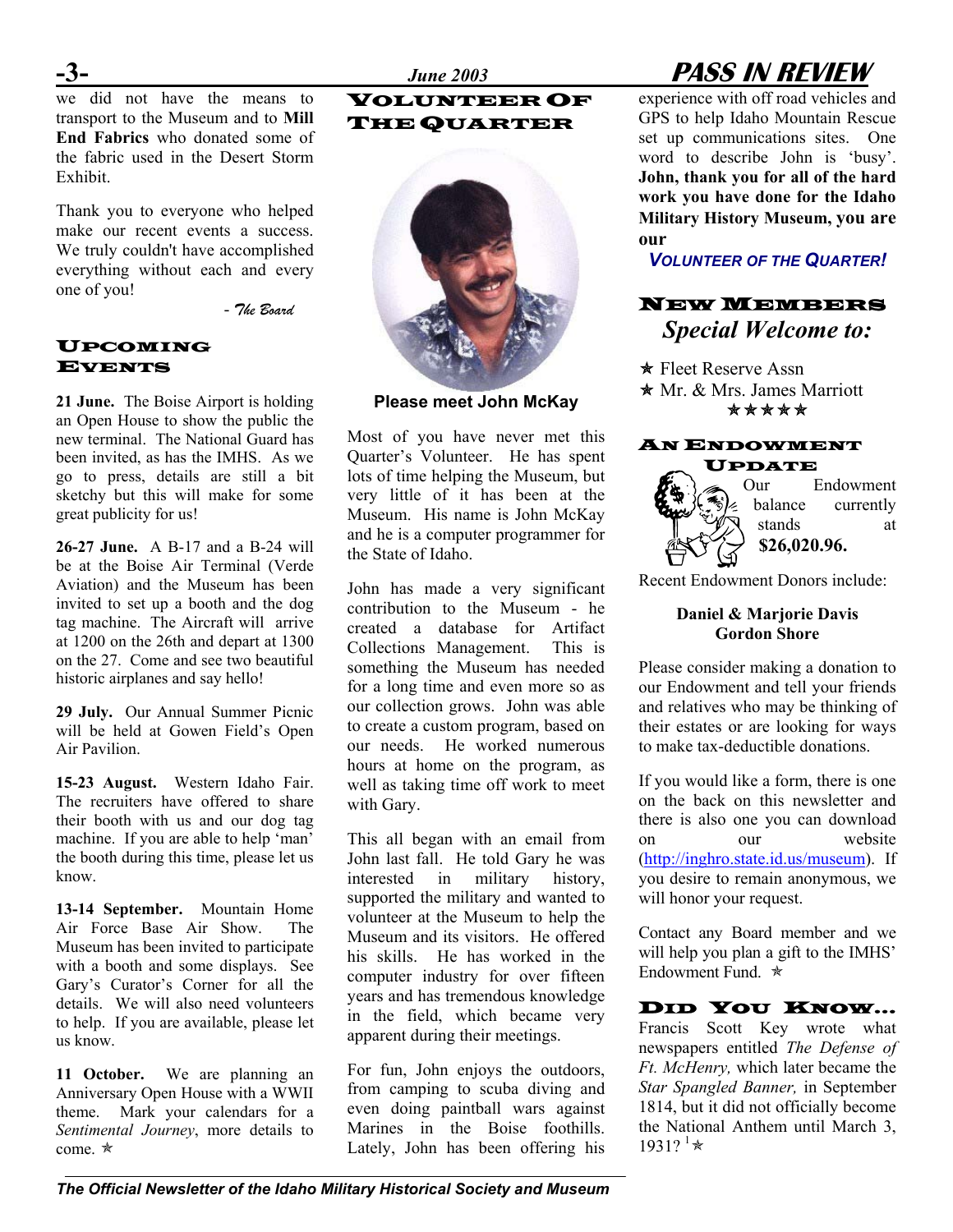we did not have the means to transport to the Museum and to **Mill End Fabrics** who donated some of the fabric used in the Desert Storm Exhibit.

Thank you to everyone who helped make our recent events a success. We truly couldn't have accomplished everything without each and every one of you!

*- The Board*

## Upcoming Events

**21 June.** The Boise Airport is holding an Open House to show the public the new terminal. The National Guard has been invited, as has the IMHS. As we go to press, details are still a bit sketchy but this will make for some great publicity for us!

**26-27 June.** A B-17 and a B-24 will be at the Boise Air Terminal (Verde Aviation) and the Museum has been invited to set up a booth and the dog tag machine. The Aircraft will arrive at 1200 on the 26th and depart at 1300 on the 27. Come and see two beautiful historic airplanes and say hello!

**29 July.** Our Annual Summer Picnic will be held at Gowen Field's Open Air Pavilion.

**15-23 August.** Western Idaho Fair. The recruiters have offered to share their booth with us and our dog tag machine. If you are able to help 'man' the booth during this time, please let us know.

**13-14 September.** Mountain Home Air Force Base Air Show. The Museum has been invited to participate with a booth and some displays. See Gary's Curator's Corner for all the details. We will also need volunteers to help. If you are available, please let us know.

**11 October.** We are planning an Anniversary Open House with a WWII theme. Mark your calendars for a *Sentimental Journey*, more details to come. ✯

## Volunteer Of The Quarter

**Please meet John McKay**

Most of you have never met this Quarter's Volunteer. He has spent lots of time helping the Museum, but very little of it has been at the Museum. His name is John McKay and he is a computer programmer for the State of Idaho.

John has made a very significant contribution to the Museum - he created a database for Artifact Collections Management. This is something the Museum has needed for a long time and even more so as our collection grows. John was able to create a custom program, based on our needs. He worked numerous hours at home on the program, as well as taking time off work to meet with Gary.

This all began with an email from John last fall. He told Gary he was interested in military history, supported the military and wanted to volunteer at the Museum to help the Museum and its visitors. He offered his skills. He has worked in the computer industry for over fifteen years and has tremendous knowledge in the field, which became very apparent during their meetings.

For fun, John enjoys the outdoors, from camping to scuba diving and even doing paintball wars against Marines in the Boise foothills. Lately, John has been offering his experience with off road vehicles and GPS to help Idaho Mountain Rescue set up communications sites. One word to describe John is 'busy'. **John, thank you for all of the hard work you have done for the Idaho Military History Museum, you are our**

***VOLUNTEER OF THE QUARTER!***

## New Members

*Special Welcome to:*

- ✯ Fleet Reserve Assn
- ✯ Mr. & Mrs. James Marriott

✯✯✯✯✯

## An Endowment Update

Our Endowment balance currently stands at **$26,020.96.**

Recent Endowment Donors include:

**Daniel & Marjorie Davis**
**Gordon Shore**

Please consider making a donation to our Endowment and tell your friends and relatives who may be thinking of their estates or are looking for ways to make tax-deductible donations.

If you would like a form, there is one on the back on this newsletter and there is also one you can download on our website (http://inghro.state.id.us/museum). If you desire to remain anonymous, we will honor your request.

Contact any Board member and we will help you plan a gift to the IMHS' Endowment Fund. ✯

## Did You Know…

Francis Scott Key wrote what newspapers entitled *The Defense of Ft. McHenry,* which later became the *Star Spangled Banner,* in September 1814, but it did not officially become the National Anthem until March 3, 1931? [1] ✯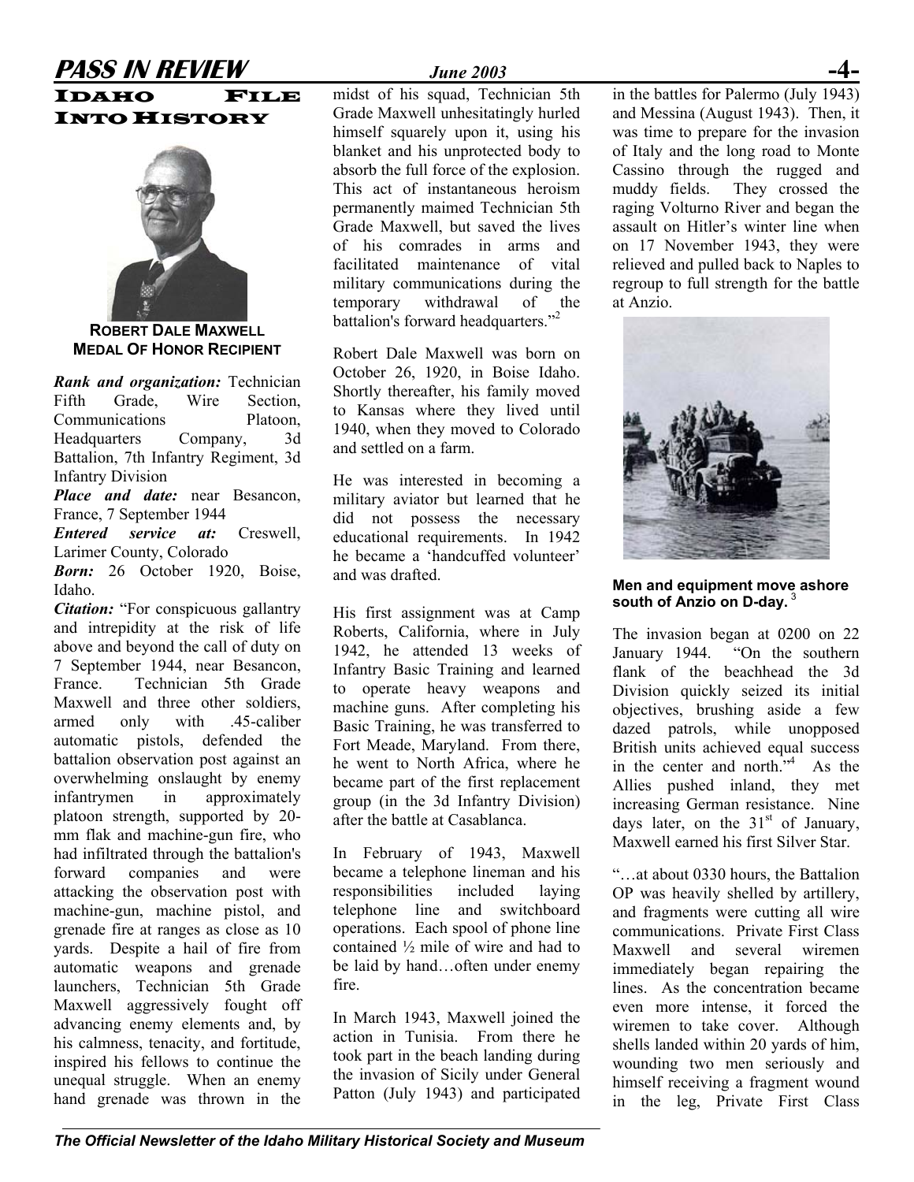# IDAHO FILE INTO HISTORY

**ROBERT DALE MAXWELL**
**MEDAL OF HONOR RECIPIENT**

***Rank and organization:*** Technician Fifth Grade, Wire Section, Communications Platoon, Headquarters Company, 3d Battalion, 7th Infantry Regiment, 3d Infantry Division

***Place and date:*** near Besancon, France, 7 September 1944

***Entered service at:*** Creswell, Larimer County, Colorado

***Born:*** 26 October 1920, Boise, Idaho.

***Citation:*** "For conspicuous gallantry and intrepidity at the risk of life above and beyond the call of duty on 7 September 1944, near Besancon, France. Technician 5th Grade Maxwell and three other soldiers, armed only with .45-caliber automatic pistols, defended the battalion observation post against an overwhelming onslaught by enemy infantrymen in approximately platoon strength, supported by 20-mm flak and machine-gun fire, who had infiltrated through the battalion's forward companies and were attacking the observation post with machine-gun, machine pistol, and grenade fire at ranges as close as 10 yards. Despite a hail of fire from automatic weapons and grenade launchers, Technician 5th Grade Maxwell aggressively fought off advancing enemy elements and, by his calmness, tenacity, and fortitude, inspired his fellows to continue the unequal struggle. When an enemy hand grenade was thrown in the midst of his squad, Technician 5th Grade Maxwell unhesitatingly hurled himself squarely upon it, using his blanket and his unprotected body to absorb the full force of the explosion. This act of instantaneous heroism permanently maimed Technician 5th Grade Maxwell, but saved the lives of his comrades in arms and facilitated maintenance of vital military communications during the temporary withdrawal of the battalion's forward headquarters."[2]

Robert Dale Maxwell was born on October 26, 1920, in Boise Idaho. Shortly thereafter, his family moved to Kansas where they lived until 1940, when they moved to Colorado and settled on a farm.

He was interested in becoming a military aviator but learned that he did not possess the necessary educational requirements. In 1942 he became a 'handcuffed volunteer' and was drafted.

His first assignment was at Camp Roberts, California, where in July 1942, he attended 13 weeks of Infantry Basic Training and learned to operate heavy weapons and machine guns. After completing his Basic Training, he was transferred to Fort Meade, Maryland. From there, he went to North Africa, where he became part of the first replacement group (in the 3d Infantry Division) after the battle at Casablanca.

In February of 1943, Maxwell became a telephone lineman and his responsibilities included laying telephone line and switchboard operations. Each spool of phone line contained ½ mile of wire and had to be laid by hand…often under enemy fire.

In March 1943, Maxwell joined the action in Tunisia. From there he took part in the beach landing during the invasion of Sicily under General Patton (July 1943) and participated in the battles for Palermo (July 1943) and Messina (August 1943). Then, it was time to prepare for the invasion of Italy and the long road to Monte Cassino through the rugged and muddy fields. They crossed the raging Volturno River and began the assault on Hitler's winter line when on 17 November 1943, they were relieved and pulled back to Naples to regroup to full strength for the battle at Anzio.

**Men and equipment move ashore south of Anzio on D-day.** [3]

The invasion began at 0200 on 22 January 1944. "On the southern flank of the beachhead the 3d Division quickly seized its initial objectives, brushing aside a few dazed patrols, while unopposed British units achieved equal success in the center and north."[4] As the Allies pushed inland, they met increasing German resistance. Nine days later, on the 31st of January, Maxwell earned his first Silver Star.

"…at about 0330 hours, the Battalion OP was heavily shelled by artillery, and fragments were cutting all wire communications. Private First Class Maxwell and several wiremen immediately began repairing the lines. As the concentration became even more intense, it forced the wiremen to take cover. Although shells landed within 20 yards of him, wounding two men seriously and himself receiving a fragment wound in the leg, Private First Class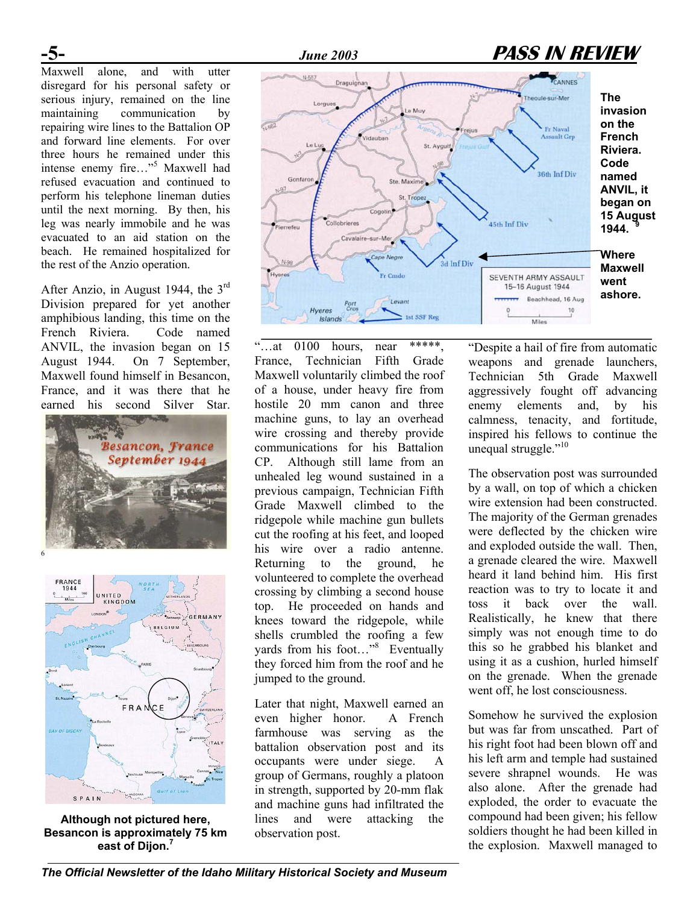Maxwell alone, and with utter disregard for his personal safety or serious injury, remained on the line maintaining communication by repairing wire lines to the Battalion OP and forward line elements. For over three hours he remained under this intense enemy fire…"[5] Maxwell had refused evacuation and continued to perform his telephone lineman duties until the next morning. By then, his leg was nearly immobile and he was evacuated to an aid station on the beach. He remained hospitalized for the rest of the Anzio operation.

After Anzio, in August 1944, the 3rd Division prepared for yet another amphibious landing, this time on the French Riviera. Code named ANVIL, the invasion began on 15 August 1944. On 7 September, Maxwell found himself in Besancon, France, and it was there that he earned his second Silver Star.

Besancon, France September 1944

6

Although not pictured here, Besancon is approximately 75 km east of Dijon.[7]

**The invasion on the French Riviera. Code named ANVIL, it began on 15 August 1944.**[9]

**Where Maxwell went ashore.**

"…at 0100 hours, near *****, France, Technician Fifth Grade Maxwell voluntarily climbed the roof of a house, under heavy fire from hostile 20 mm canon and three machine guns, to lay an overhead wire crossing and thereby provide communications for his Battalion CP. Although still lame from an unhealed leg wound sustained in a previous campaign, Technician Fifth Grade Maxwell climbed to the ridgepole while machine gun bullets cut the roofing at his feet, and looped his wire over a radio antenne. Returning to the ground, he volunteered to complete the overhead crossing by climbing a second house top. He proceeded on hands and knees toward the ridgepole, while shells crumbled the roofing a few yards from his foot…"[8] Eventually they forced him from the roof and he jumped to the ground.

Later that night, Maxwell earned an even higher honor. A French farmhouse was serving as the battalion observation post and its occupants were under siege. A group of Germans, roughly a platoon in strength, supported by 20-mm flak and machine guns had infiltrated the lines and were attacking the observation post.

"Despite a hail of fire from automatic weapons and grenade launchers, Technician 5th Grade Maxwell aggressively fought off advancing enemy elements and, by his calmness, tenacity, and fortitude, inspired his fellows to continue the unequal struggle."[10]

The observation post was surrounded by a wall, on top of which a chicken wire extension had been constructed. The majority of the German grenades were deflected by the chicken wire and exploded outside the wall. Then, a grenade cleared the wire. Maxwell heard it land behind him. His first reaction was to try to locate it and toss it back over the wall. Realistically, he knew that there simply was not enough time to do this so he grabbed his blanket and using it as a cushion, hurled himself on the grenade. When the grenade went off, he lost consciousness.

Somehow he survived the explosion but was far from unscathed. Part of his right foot had been blown off and his left arm and temple had sustained severe shrapnel wounds. He was also alone. After the grenade had exploded, the order to evacuate the compound had been given; his fellow soldiers thought he had been killed in the explosion. Maxwell managed to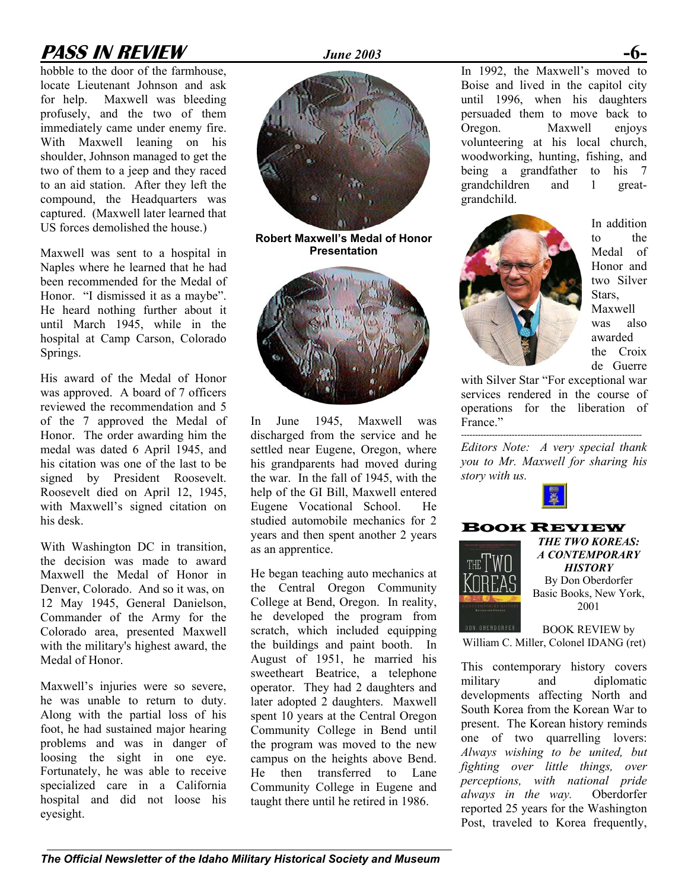hobble to the door of the farmhouse, locate Lieutenant Johnson and ask for help. Maxwell was bleeding profusely, and the two of them immediately came under enemy fire. With Maxwell leaning on his shoulder, Johnson managed to get the two of them to a jeep and they raced to an aid station. After they left the compound, the Headquarters was captured. (Maxwell later learned that US forces demolished the house.)

Maxwell was sent to a hospital in Naples where he learned that he had been recommended for the Medal of Honor. "I dismissed it as a maybe". He heard nothing further about it until March 1945, while in the hospital at Camp Carson, Colorado Springs.

His award of the Medal of Honor was approved. A board of 7 officers reviewed the recommendation and 5 of the 7 approved the Medal of Honor. The order awarding him the medal was dated 6 April 1945, and his citation was one of the last to be signed by President Roosevelt. Roosevelt died on April 12, 1945, with Maxwell's signed citation on his desk.

With Washington DC in transition, the decision was made to award Maxwell the Medal of Honor in Denver, Colorado. And so it was, on 12 May 1945, General Danielson, Commander of the Army for the Colorado area, presented Maxwell with the military's highest award, the Medal of Honor.

Maxwell's injuries were so severe, he was unable to return to duty. Along with the partial loss of his foot, he had sustained major hearing problems and was in danger of loosing the sight in one eye. Fortunately, he was able to receive specialized care in a California hospital and did not loose his eyesight.

**Robert Maxwell's Medal of Honor Presentation**

In June 1945, Maxwell was discharged from the service and he settled near Eugene, Oregon, where his grandparents had moved during the war. In the fall of 1945, with the help of the GI Bill, Maxwell entered Eugene Vocational School. He studied automobile mechanics for 2 years and then spent another 2 years as an apprentice.

He began teaching auto mechanics at the Central Oregon Community College at Bend, Oregon. In reality, he developed the program from scratch, which included equipping the buildings and paint booth. In August of 1951, he married his sweetheart Beatrice, a telephone operator. They had 2 daughters and later adopted 2 daughters. Maxwell spent 10 years at the Central Oregon Community College in Bend until the program was moved to the new campus on the heights above Bend. He then transferred to Lane Community College in Eugene and taught there until he retired in 1986.

In 1992, the Maxwell's moved to Boise and lived in the capitol city until 1996, when his daughters persuaded them to move back to Oregon. Maxwell enjoys volunteering at his local church, woodworking, hunting, fishing, and being a grandfather to his 7 grandchildren and 1 great-grandchild.

In addition to the Medal of Honor and two Silver Stars, Maxwell was also awarded the Croix de Guerre with Silver Star "For exceptional war services rendered in the course of operations for the liberation of France."

---

*Editors Note: A very special thank you to Mr. Maxwell for sharing his story with us.*

## BOOK REVIEW

***THE TWO KOREAS: A CONTEMPORARY HISTORY***
By Don Oberdorfer
Basic Books, New York, 2001

BOOK REVIEW by William C. Miller, Colonel IDANG (ret)

This contemporary history covers military and diplomatic developments affecting North and South Korea from the Korean War to present. The Korean history reminds one of two quarrelling lovers: *Always wishing to be united, but fighting over little things, over perceptions, with national pride always in the way.* Oberdorfer reported 25 years for the Washington Post, traveled to Korea frequently,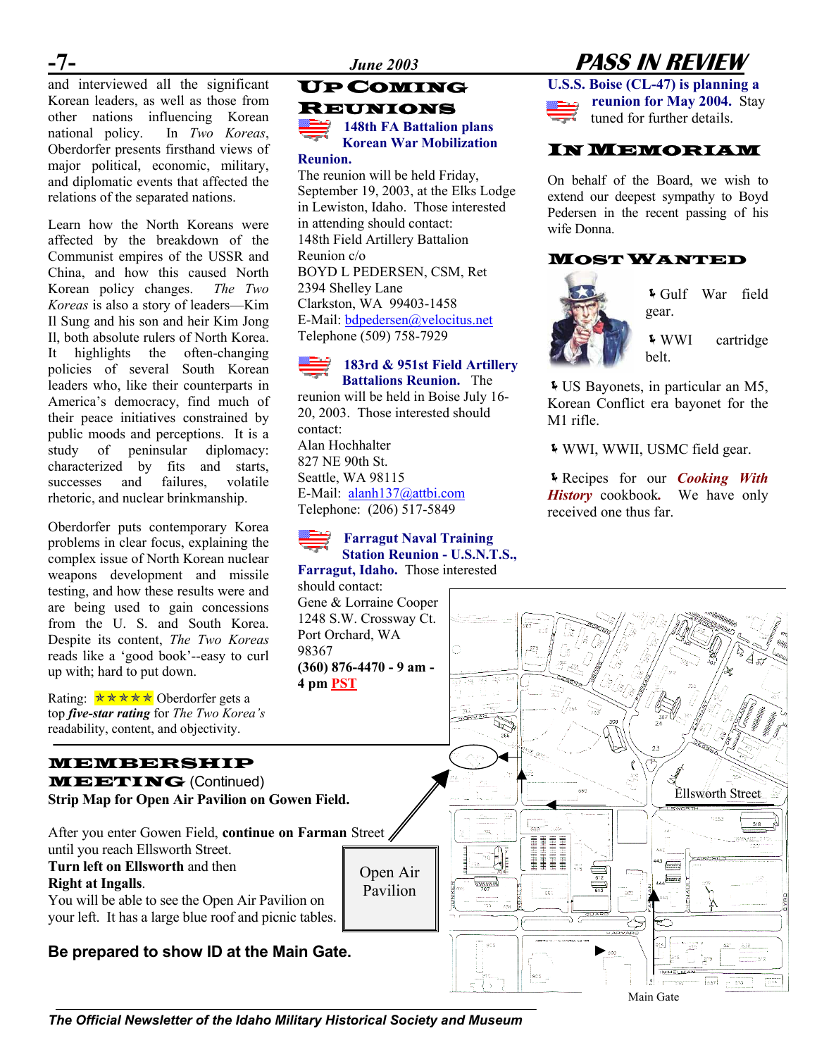and interviewed all the significant Korean leaders, as well as those from other nations influencing Korean national policy. In *Two Koreas*, Oberdorfer presents firsthand views of major political, economic, military, and diplomatic events that affected the relations of the separated nations.

Learn how the North Koreans were affected by the breakdown of the Communist empires of the USSR and China, and how this caused North Korean policy changes. *The Two Koreas* is also a story of leaders—Kim Il Sung and his son and heir Kim Jong Il, both absolute rulers of North Korea. It highlights the often-changing policies of several South Korean leaders who, like their counterparts in America's democracy, find much of their peace initiatives constrained by public moods and perceptions. It is a study of peninsular diplomacy: characterized by fits and starts, successes and failures, volatile rhetoric, and nuclear brinkmanship.

Oberdorfer puts contemporary Korea problems in clear focus, explaining the complex issue of North Korean nuclear weapons development and missile testing, and how these results were and are being used to gain concessions from the U. S. and South Korea. Despite its content, *The Two Koreas* reads like a 'good book'--easy to curl up with; hard to put down.

Rating: ★★★★★ Oberdorfer gets a top ***five-star rating*** for *The Two Korea's* readability, content, and objectivity.

## UP COMING REUNIONS

**148th FA Battalion plans Korean War Mobilization Reunion.**
The reunion will be held Friday, September 19, 2003, at the Elks Lodge in Lewiston, Idaho. Those interested in attending should contact:
148th Field Artillery Battalion
Reunion c/o
BOYD L PEDERSEN, CSM, Ret
2394 Shelley Lane
Clarkston, WA 99403-1458
E-Mail: bdpedersen@velocitus.net
Telephone (509) 758-7929

**183rd & 951st Field Artillery Battalions Reunion.** The reunion will be held in Boise July 16-20, 2003. Those interested should contact:
Alan Hochhalter
827 NE 90th St.
Seattle, WA 98115
E-Mail: alanh137@attbi.com
Telephone: (206) 517-5849

**Farragut Naval Training Station Reunion - U.S.N.T.S., Farragut, Idaho.** Those interested should contact:
Gene & Lorraine Cooper
1248 S.W. Crossway Ct.
Port Orchard, WA
98367
**(360) 876-4470 - 9 am - 4 pm PST**

**U.S.S. Boise (CL-47) is planning a reunion for May 2004.** Stay tuned for further details.

## IN MEMORIAM

On behalf of the Board, we wish to extend our deepest sympathy to Boyd Pedersen in the recent passing of his wife Donna.

## MOST WANTED

- Gulf War field gear.
- WWI cartridge belt.
- US Bayonets, in particular an M5, Korean Conflict era bayonet for the M1 rifle.
- WWI, WWII, USMC field gear.
- Recipes for our ***Cooking With History*** cookbook**.** We have only received one thus far.

## MEMBERSHIP MEETING (Continued)

**Strip Map for Open Air Pavilion on Gowen Field.**

After you enter Gowen Field, **continue on Farman** Street until you reach Ellsworth Street.
**Turn left on Ellsworth** and then
**Right at Ingalls**.
You will be able to see the Open Air Pavilion on your left. It has a large blue roof and picnic tables.

Open Air Pavilion

Ellsworth Street

Main Gate

**Be prepared to show ID at the Main Gate.**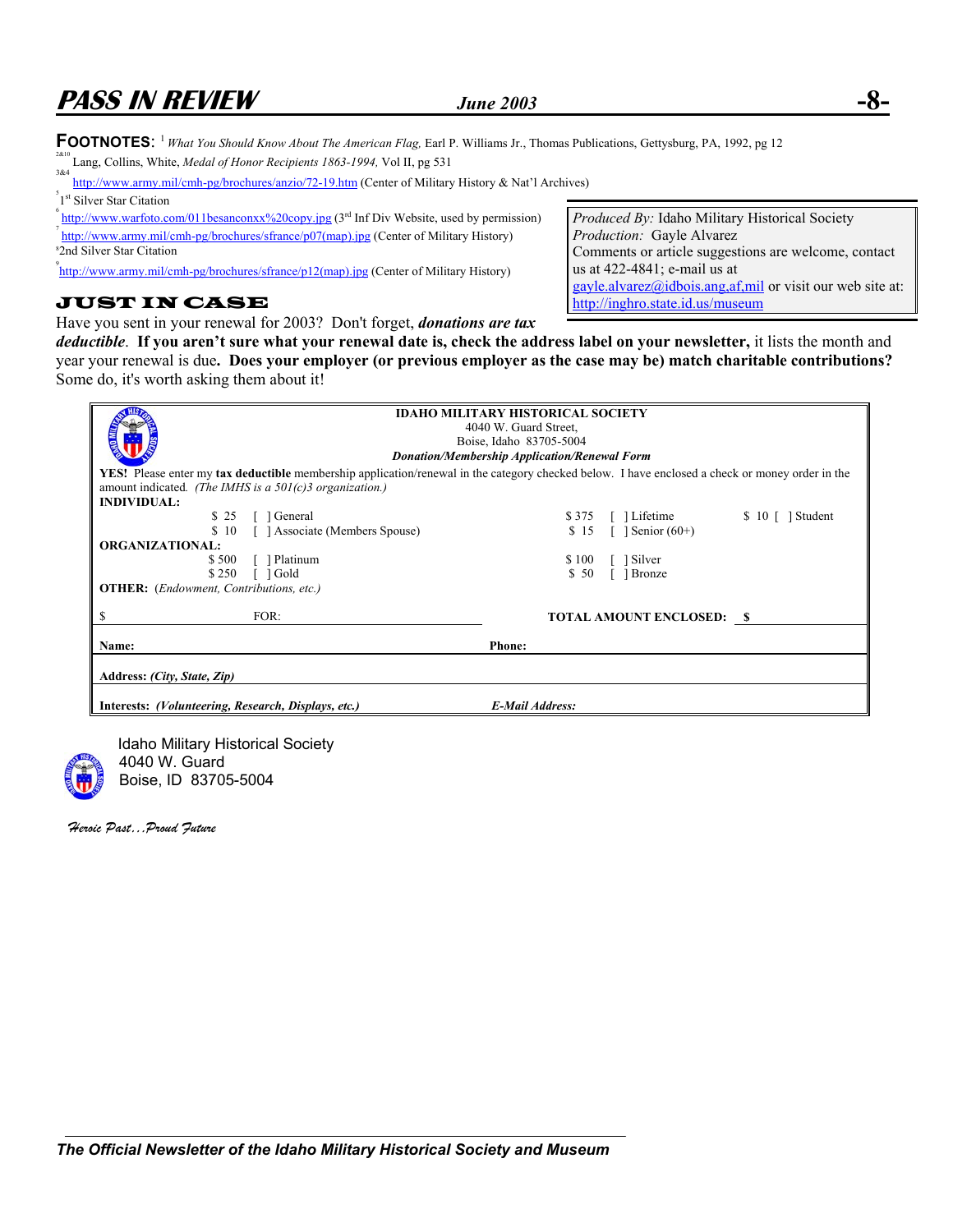## FOOTNOTES:

[1] *What You Should Know About The American Flag,* Earl P. Williams Jr., Thomas Publications, Gettysburg, PA, 1992, pg 12

[2&10] Lang, Collins, White, *Medal of Honor Recipients 1863-1994,* Vol II, pg 531

[3&4] http://www.army.mil/cmh-pg/brochures/anzio/72-19.htm (Center of Military History & Nat'l Archives)

[5] 1st Silver Star Citation

[6] http://www.warfoto.com/011besanconxx%20copy.jpg (3rd Inf Div Website, used by permission)

[7] http://www.army.mil/cmh-pg/brochures/sfrance/p07(map).jpg (Center of Military History)

[8] 2nd Silver Star Citation

[9] http://www.army.mil/cmh-pg/brochures/sfrance/p12(map).jpg (Center of Military History)

*Produced By:* Idaho Military Historical Society
*Production:* Gayle Alvarez
Comments or article suggestions are welcome, contact us at 422-4841; e-mail us at gayle.alvarez@idbois.ang,af,mil or visit our web site at: http://inghro.state.id.us/museum

## JUST IN CASE

Have you sent in your renewal for 2003? Don't forget, ***donations are tax deductible***. **If you aren't sure what your renewal date is, check the address label on your newsletter,** it lists the month and year your renewal is due**. Does your employer (or previous employer as the case may be) match charitable contributions?** Some do, it's worth asking them about it!

**IDAHO MILITARY HISTORICAL SOCIETY**
4040 W. Guard Street,
Boise, Idaho 83705-5004
***Donation/Membership Application/Renewal Form***

**YES!** Please enter my **tax deductible** membership application/renewal in the category checked below. I have enclosed a check or money order in the amount indicated. *(The IMHS is a 501(c)3 organization.)*

**INDIVIDUAL:**

| | | |
|---|---|---|
| $ 25 [ ] General | $ 375 [ ] Lifetime | $ 10 [ ] Student |
| $ 10 [ ] Associate (Members Spouse) | $ 15 [ ] Senior (60+) | |

**ORGANIZATIONAL:**

| | |
|---|---|
| $ 500 [ ] Platinum | $ 100 [ ] Silver |
| $ 250 [ ] Gold | $ 50 [ ] Bronze |

**OTHER:** (*Endowment, Contributions, etc.)*

$ FOR: **TOTAL AMOUNT ENCLOSED: $**

**Name:** **Phone:**

**Address: *(City, State, Zip)***

**Interests: *(Volunteering, Research, Displays, etc.)*** ***E-Mail Address:***

Idaho Military Historical Society
4040 W. Guard
Boise, ID 83705-5004

*Heroic Past…Proud Future*